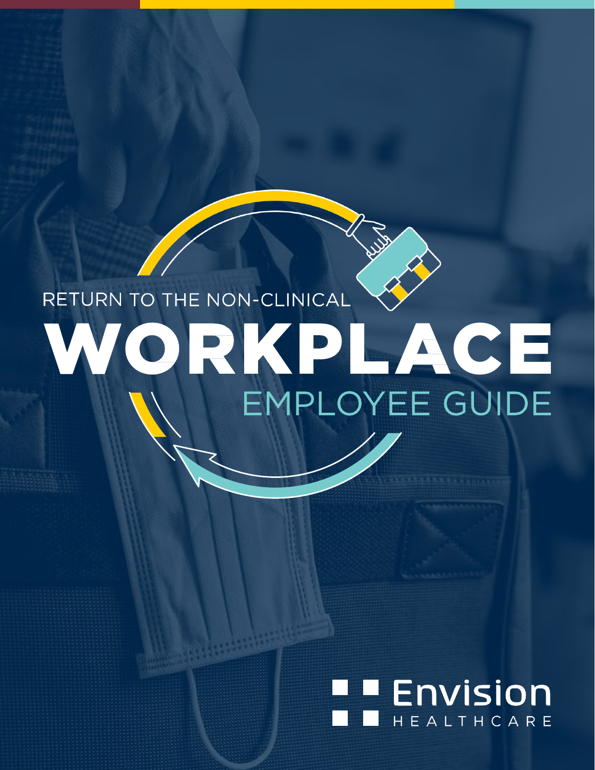RETURN TO THE NON-CLINICAL

# WORKPLACE

## EMPLOYEE GUIDE

Envision HEALTHCARE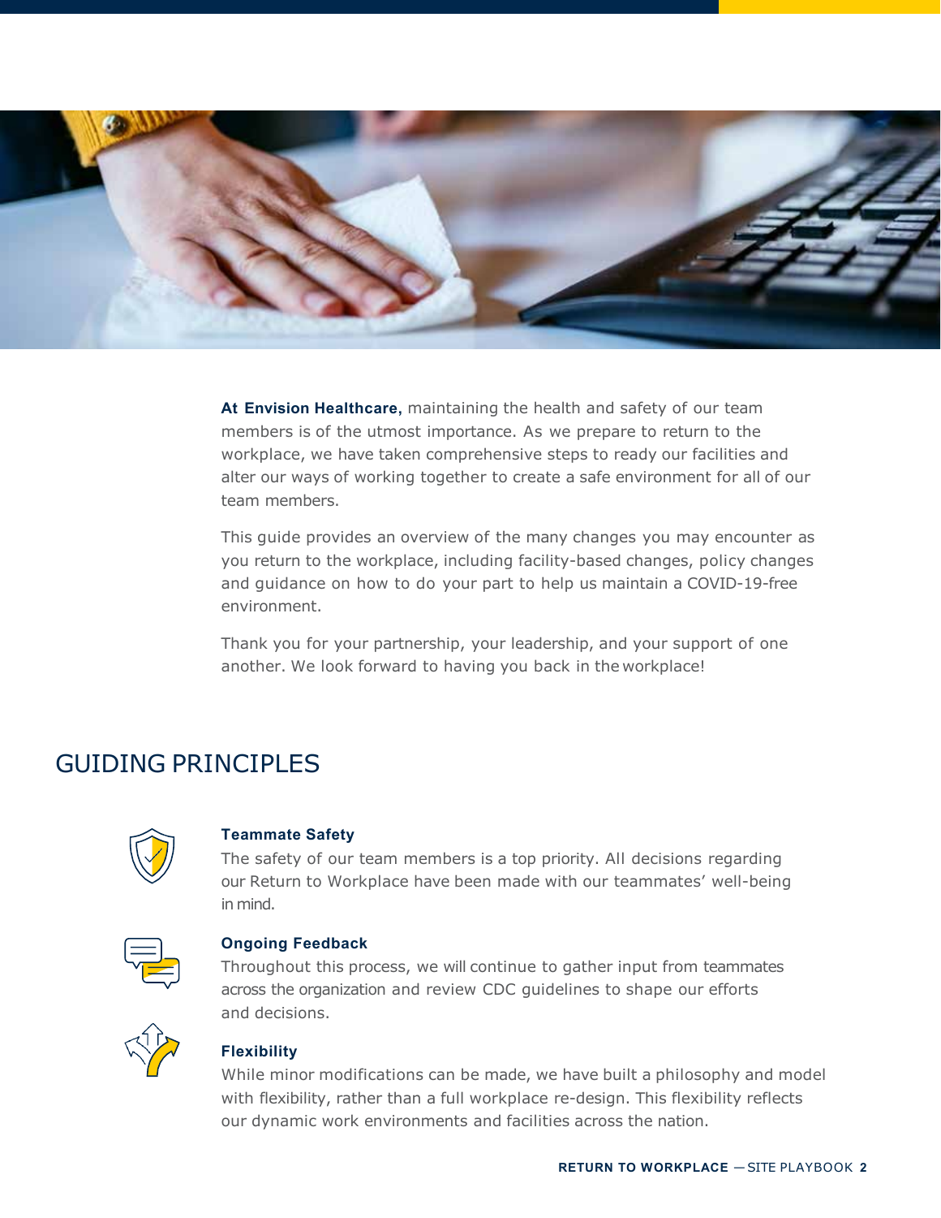**At Envision Healthcare,** maintaining the health and safety of our team members is of the utmost importance. As we prepare to return to the workplace, we have taken comprehensive steps to ready our facilities and alter our ways of working together to create a safe environment for all of our team members.

This guide provides an overview of the many changes you may encounter as you return to the workplace, including facility-based changes, policy changes and guidance on how to do your part to help us maintain a COVID-19-free environment.

Thank you for your partnership, your leadership, and your support of one another. We look forward to having you back in the workplace!

## GUIDING PRINCIPLES

**Teammate Safety**

The safety of our team members is a top priority. All decisions regarding our Return to Workplace have been made with our teammates' well-being in mind.

**Ongoing Feedback**

Throughout this process, we will continue to gather input from teammates across the organization and review CDC guidelines to shape our efforts and decisions.

**Flexibility**

While minor modifications can be made, we have built a philosophy and model with flexibility, rather than a full workplace re-design. This flexibility reflects our dynamic work environments and facilities across the nation.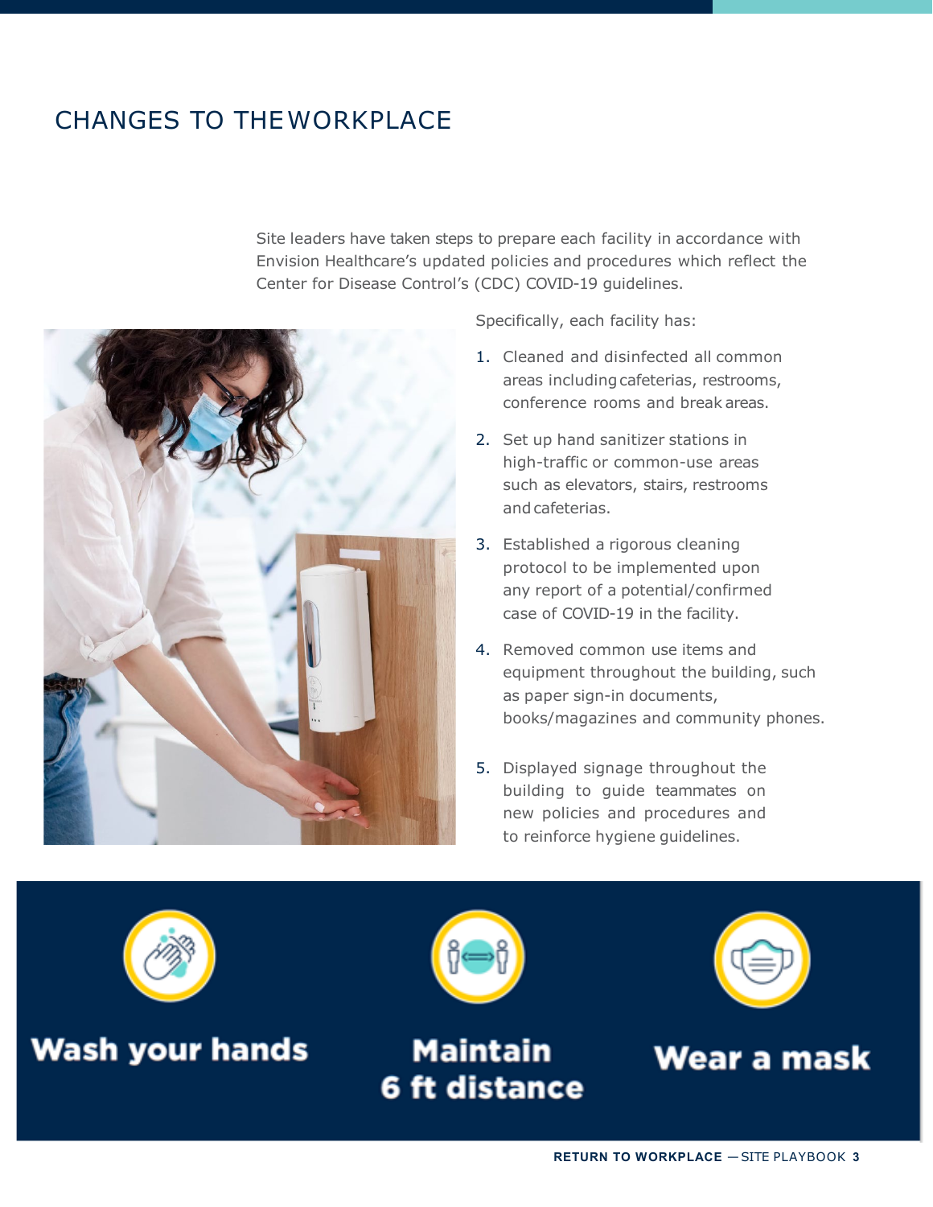# CHANGES TO THE WORKPLACE

Site leaders have taken steps to prepare each facility in accordance with Envision Healthcare's updated policies and procedures which reflect the Center for Disease Control's (CDC) COVID-19 guidelines.

Specifically, each facility has:

1. Cleaned and disinfected all common areas including cafeterias, restrooms, conference rooms and break areas.
2. Set up hand sanitizer stations in high-traffic or common-use areas such as elevators, stairs, restrooms and cafeterias.
3. Established a rigorous cleaning protocol to be implemented upon any report of a potential/confirmed case of COVID-19 in the facility.
4. Removed common use items and equipment throughout the building, such as paper sign-in documents, books/magazines and community phones.
5. Displayed signage throughout the building to guide teammates on new policies and procedures and to reinforce hygiene guidelines.

**Wash your hands**

**Maintain 6 ft distance**

**Wear a mask**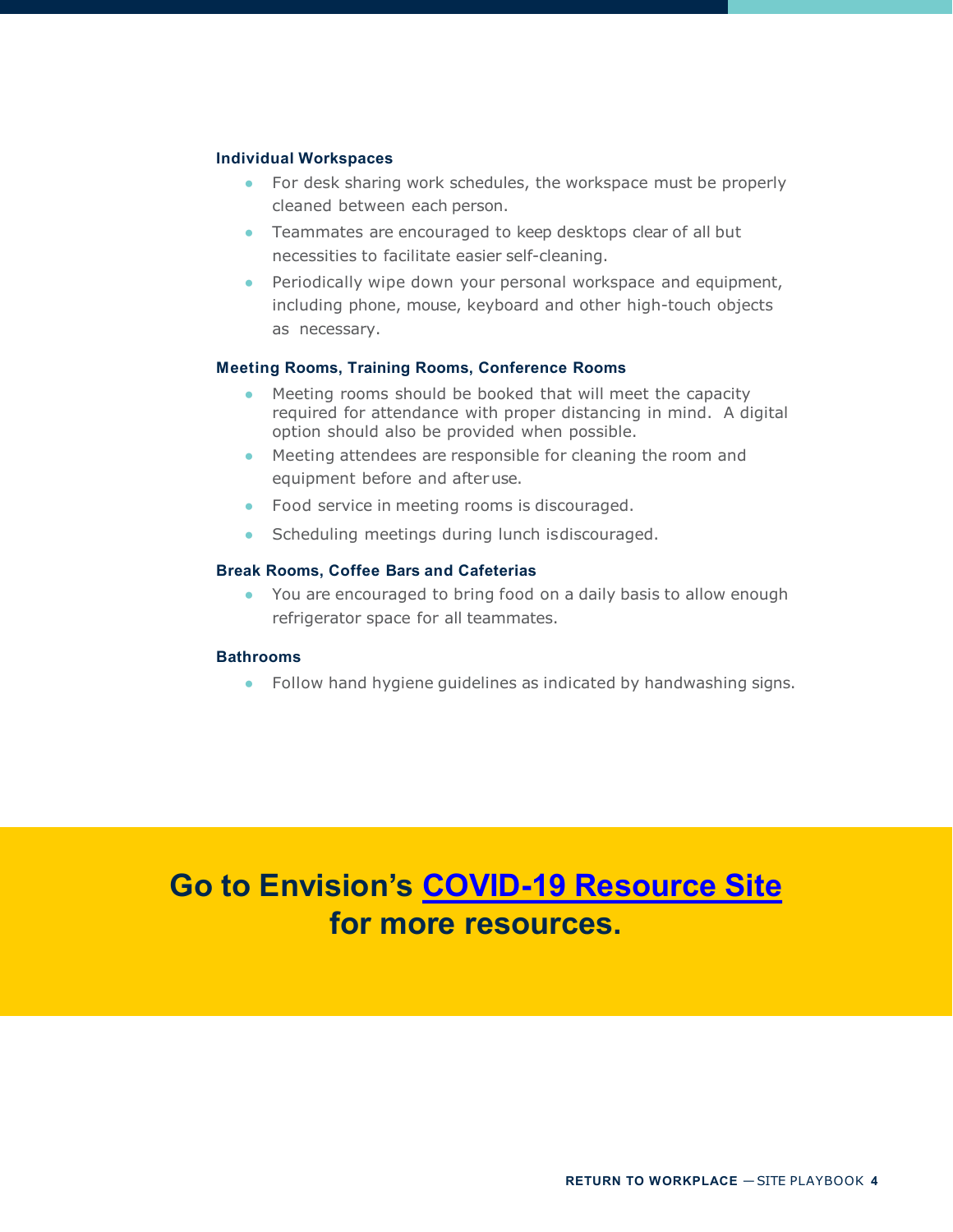### Individual Workspaces

- For desk sharing work schedules, the workspace must be properly cleaned between each person.
- Teammates are encouraged to keep desktops clear of all but necessities to facilitate easier self-cleaning.
- Periodically wipe down your personal workspace and equipment, including phone, mouse, keyboard and other high-touch objects as necessary.

### Meeting Rooms, Training Rooms, Conference Rooms

- Meeting rooms should be booked that will meet the capacity required for attendance with proper distancing in mind. A digital option should also be provided when possible.
- Meeting attendees are responsible for cleaning the room and equipment before and after use.
- Food service in meeting rooms is discouraged.
- Scheduling meetings during lunch is discouraged.

### Break Rooms, Coffee Bars and Cafeterias

- You are encouraged to bring food on a daily basis to allow enough refrigerator space for all teammates.

### Bathrooms

- Follow hand hygiene guidelines as indicated by handwashing signs.

**Go to Envision's COVID-19 Resource Site for more resources.**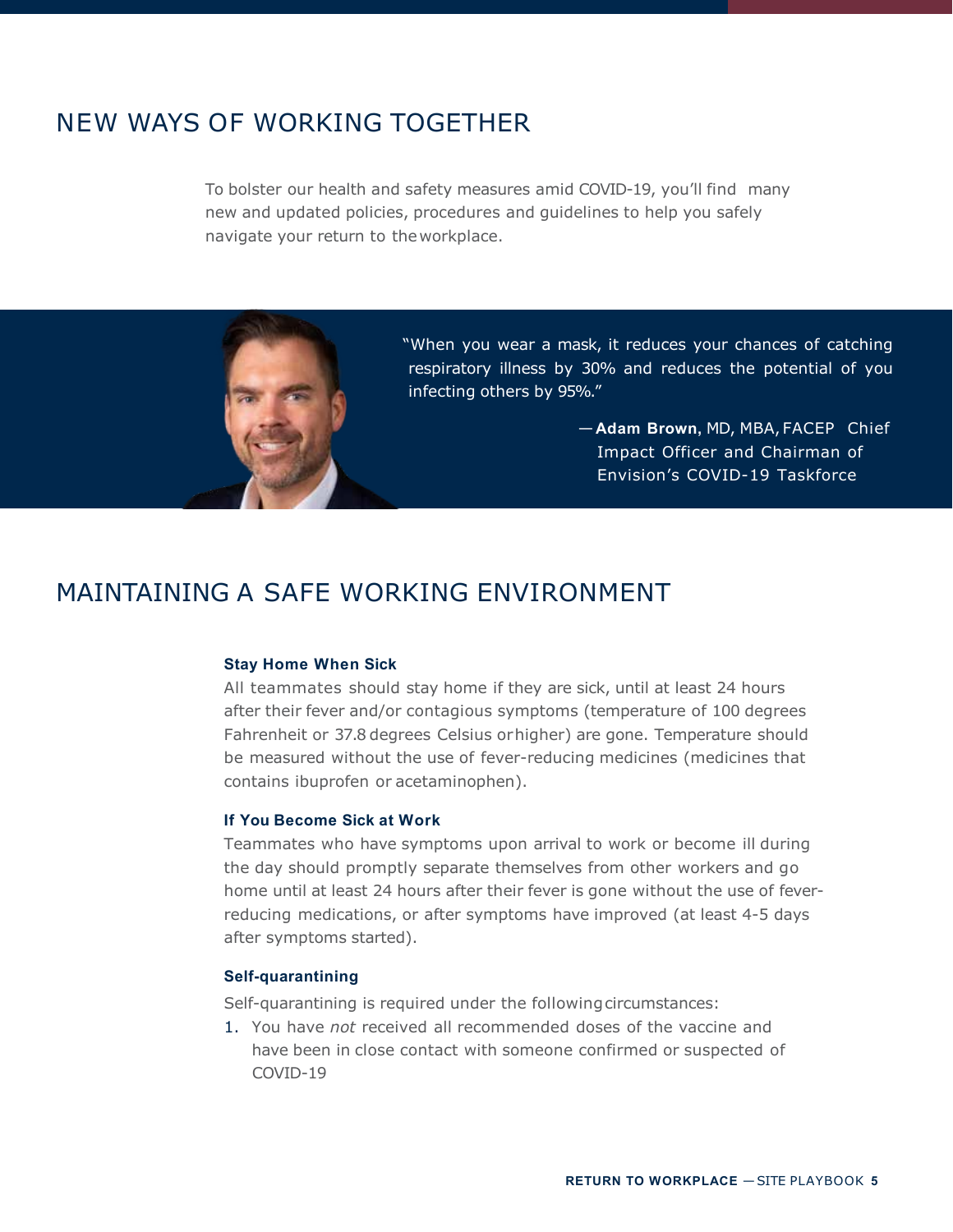## NEW WAYS OF WORKING TOGETHER

To bolster our health and safety measures amid COVID-19, you'll find many new and updated policies, procedures and guidelines to help you safely navigate your return to the workplace.

> "When you wear a mask, it reduces your chances of catching respiratory illness by 30% and reduces the potential of you infecting others by 95%."
>
> — **Adam Brown**, MD, MBA, FACEP Chief Impact Officer and Chairman of Envision's COVID-19 Taskforce

## MAINTAINING A SAFE WORKING ENVIRONMENT

### Stay Home When Sick

All teammates should stay home if they are sick, until at least 24 hours after their fever and/or contagious symptoms (temperature of 100 degrees Fahrenheit or 37.8 degrees Celsius or higher) are gone. Temperature should be measured without the use of fever-reducing medicines (medicines that contains ibuprofen or acetaminophen).

### If You Become Sick at Work

Teammates who have symptoms upon arrival to work or become ill during the day should promptly separate themselves from other workers and go home until at least 24 hours after their fever is gone without the use of fever-reducing medications, or after symptoms have improved (at least 4-5 days after symptoms started).

### Self-quarantining

Self-quarantining is required under the following circumstances:

1. You have *not* received all recommended doses of the vaccine and have been in close contact with someone confirmed or suspected of COVID-19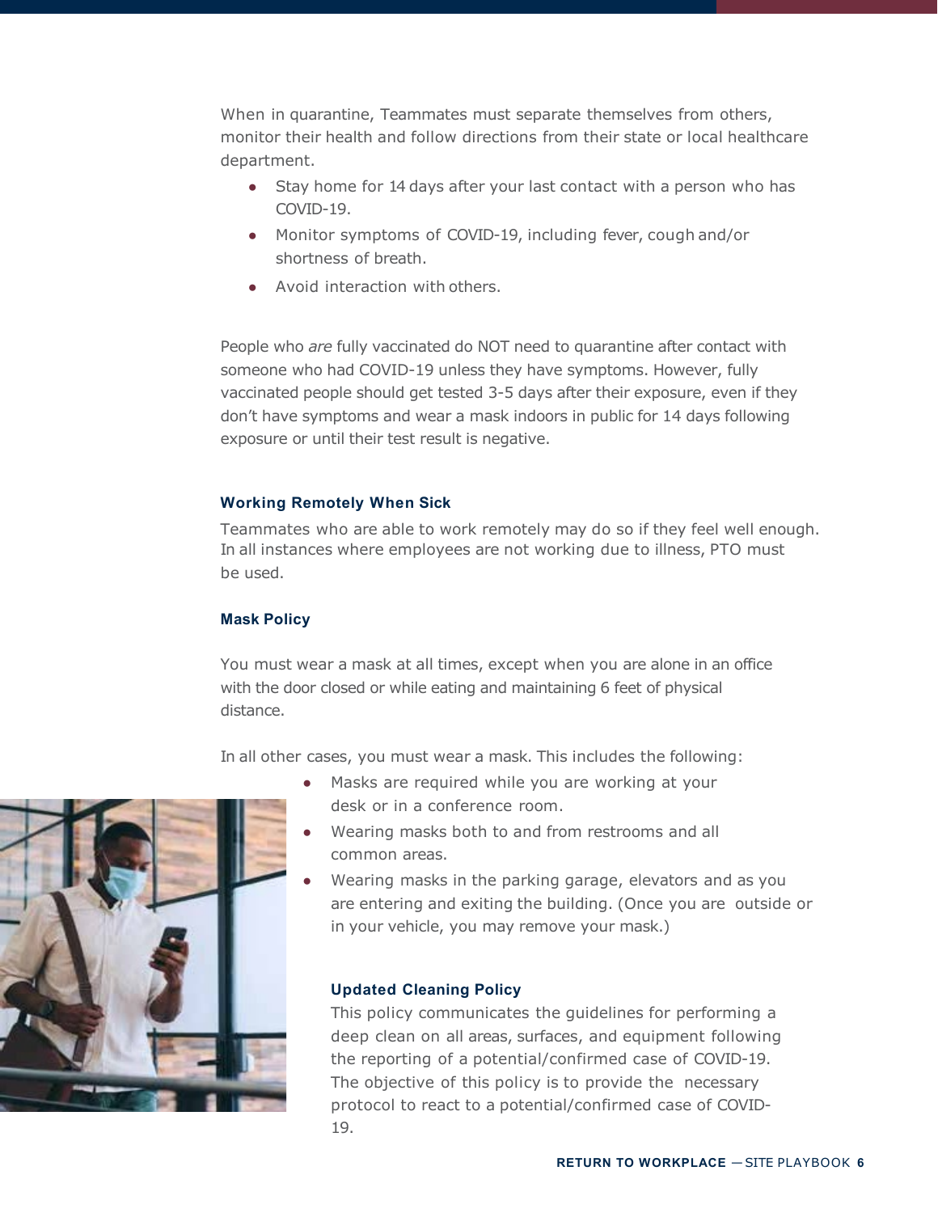When in quarantine, Teammates must separate themselves from others, monitor their health and follow directions from their state or local healthcare department.

- Stay home for 14 days after your last contact with a person who has COVID-19.
- Monitor symptoms of COVID-19, including fever, cough and/or shortness of breath.
- Avoid interaction with others.

People who *are* fully vaccinated do NOT need to quarantine after contact with someone who had COVID-19 unless they have symptoms. However, fully vaccinated people should get tested 3-5 days after their exposure, even if they don't have symptoms and wear a mask indoors in public for 14 days following exposure or until their test result is negative.

### Working Remotely When Sick

Teammates who are able to work remotely may do so if they feel well enough. In all instances where employees are not working due to illness, PTO must be used.

### Mask Policy

You must wear a mask at all times, except when you are alone in an office with the door closed or while eating and maintaining 6 feet of physical distance.

In all other cases, you must wear a mask. This includes the following:

- Masks are required while you are working at your desk or in a conference room.
- Wearing masks both to and from restrooms and all common areas.
- Wearing masks in the parking garage, elevators and as you are entering and exiting the building. (Once you are outside or in your vehicle, you may remove your mask.)

### Updated Cleaning Policy

This policy communicates the guidelines for performing a deep clean on all areas, surfaces, and equipment following the reporting of a potential/confirmed case of COVID-19. The objective of this policy is to provide the necessary protocol to react to a potential/confirmed case of COVID-19.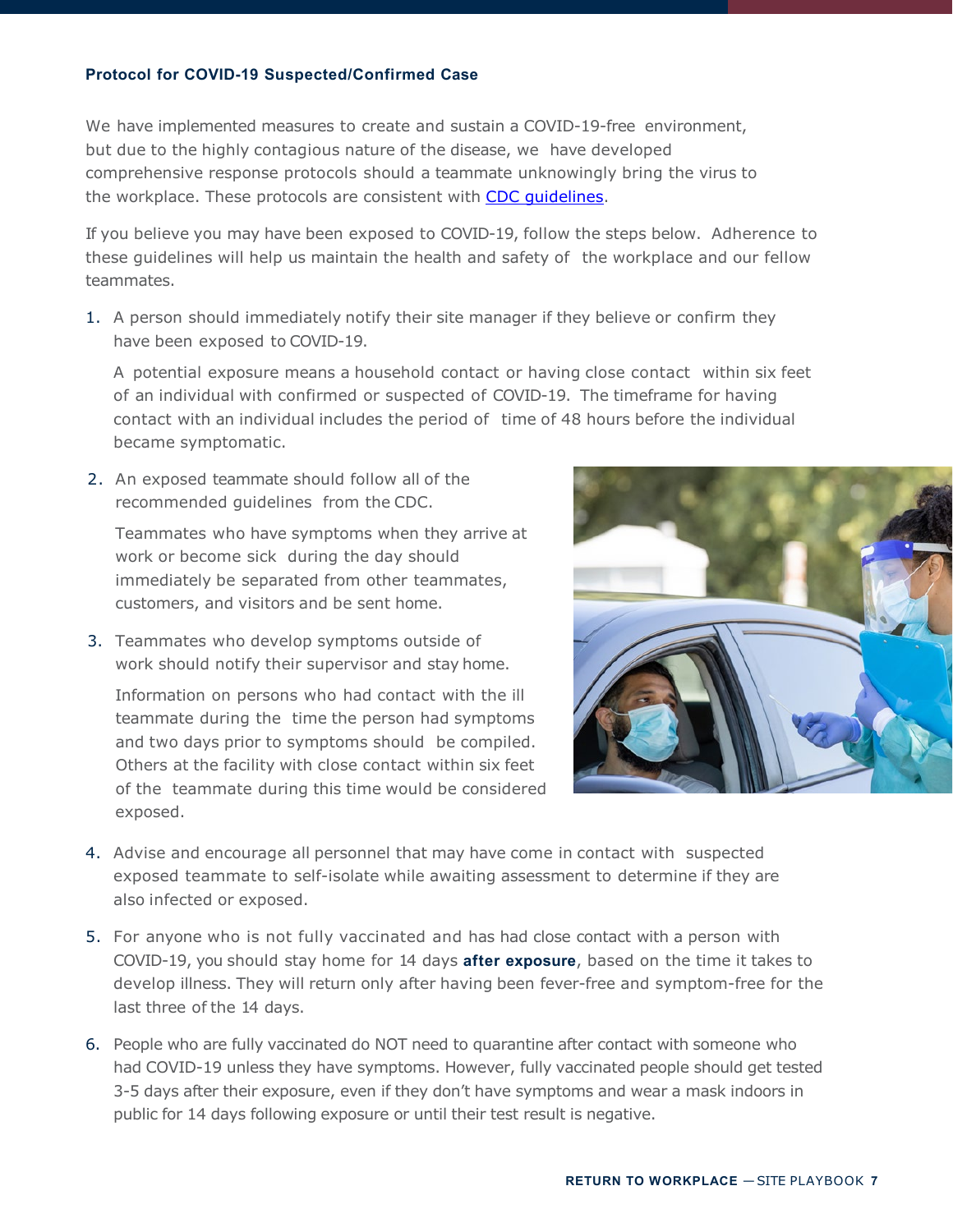**Protocol for COVID-19 Suspected/Confirmed Case**

We have implemented measures to create and sustain a COVID-19-free environment, but due to the highly contagious nature of the disease, we have developed comprehensive response protocols should a teammate unknowingly bring the virus to the workplace. These protocols are consistent with [CDC guidelines](#).

If you believe you may have been exposed to COVID-19, follow the steps below. Adherence to these guidelines will help us maintain the health and safety of the workplace and our fellow teammates.

1. A person should immediately notify their site manager if they believe or confirm they have been exposed to COVID-19.

   A potential exposure means a household contact or having close contact within six feet of an individual with confirmed or suspected of COVID-19. The timeframe for having contact with an individual includes the period of time of 48 hours before the individual became symptomatic.

2. An exposed teammate should follow all of the recommended guidelines from the CDC.

   Teammates who have symptoms when they arrive at work or become sick during the day should immediately be separated from other teammates, customers, and visitors and be sent home.

3. Teammates who develop symptoms outside of work should notify their supervisor and stay home.

   Information on persons who had contact with the ill teammate during the time the person had symptoms and two days prior to symptoms should be compiled. Others at the facility with close contact within six feet of the teammate during this time would be considered exposed.

4. Advise and encourage all personnel that may have come in contact with suspected exposed teammate to self-isolate while awaiting assessment to determine if they are also infected or exposed.

5. For anyone who is not fully vaccinated and has had close contact with a person with COVID-19, you should stay home for 14 days **after exposure**, based on the time it takes to develop illness. They will return only after having been fever-free and symptom-free for the last three of the 14 days.

6. People who are fully vaccinated do NOT need to quarantine after contact with someone who had COVID-19 unless they have symptoms. However, fully vaccinated people should get tested 3-5 days after their exposure, even if they don't have symptoms and wear a mask indoors in public for 14 days following exposure or until their test result is negative.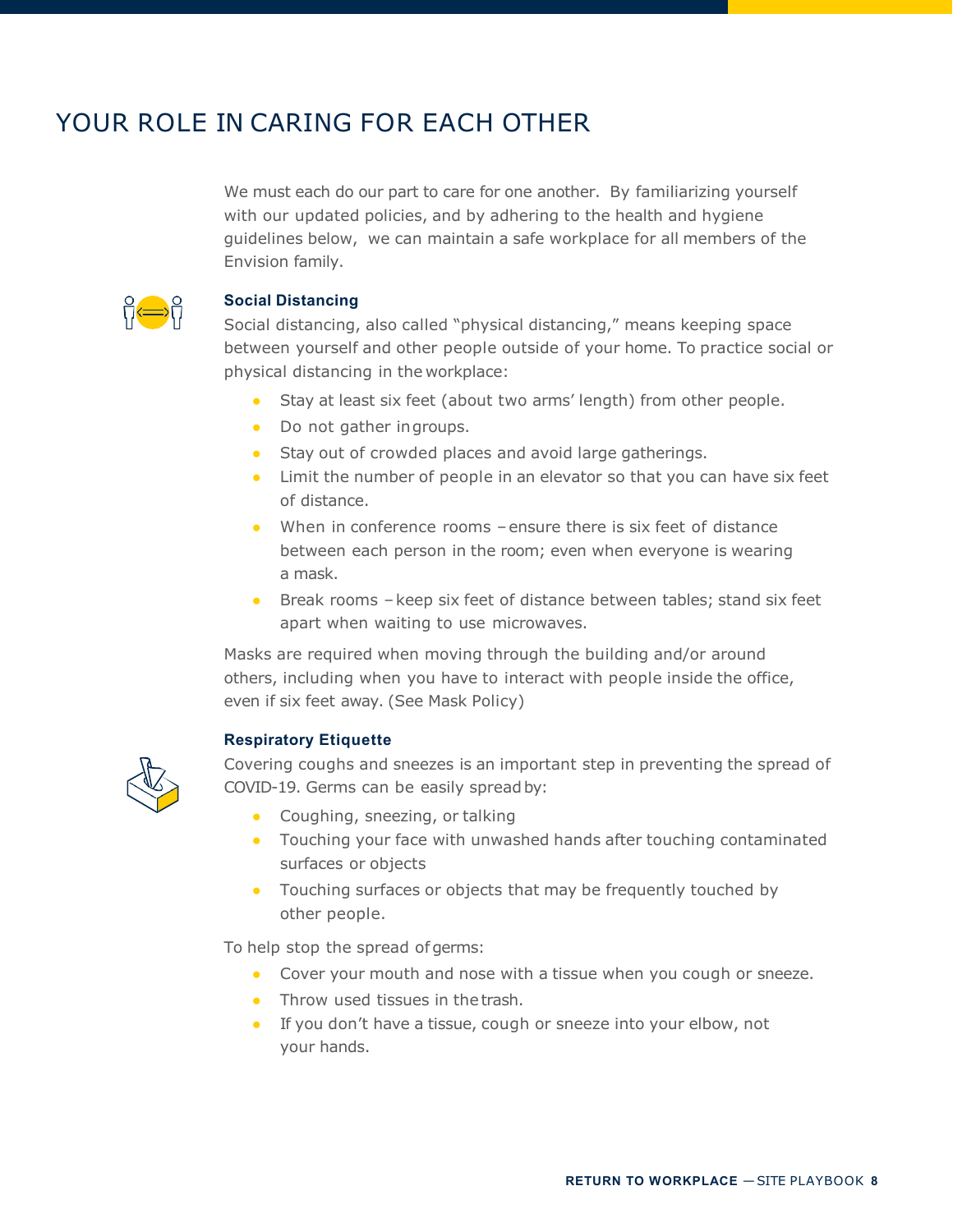# YOUR ROLE IN CARING FOR EACH OTHER

We must each do our part to care for one another. By familiarizing yourself with our updated policies, and by adhering to the health and hygiene guidelines below, we can maintain a safe workplace for all members of the Envision family.

### Social Distancing

Social distancing, also called "physical distancing," means keeping space between yourself and other people outside of your home. To practice social or physical distancing in the workplace:

- Stay at least six feet (about two arms' length) from other people.
- Do not gather in groups.
- Stay out of crowded places and avoid large gatherings.
- Limit the number of people in an elevator so that you can have six feet of distance.
- When in conference rooms – ensure there is six feet of distance between each person in the room; even when everyone is wearing a mask.
- Break rooms – keep six feet of distance between tables; stand six feet apart when waiting to use microwaves.

Masks are required when moving through the building and/or around others, including when you have to interact with people inside the office, even if six feet away. (See Mask Policy)

### Respiratory Etiquette

Covering coughs and sneezes is an important step in preventing the spread of COVID-19. Germs can be easily spread by:

- Coughing, sneezing, or talking
- Touching your face with unwashed hands after touching contaminated surfaces or objects
- Touching surfaces or objects that may be frequently touched by other people.

To help stop the spread of germs:

- Cover your mouth and nose with a tissue when you cough or sneeze.
- Throw used tissues in the trash.
- If you don't have a tissue, cough or sneeze into your elbow, not your hands.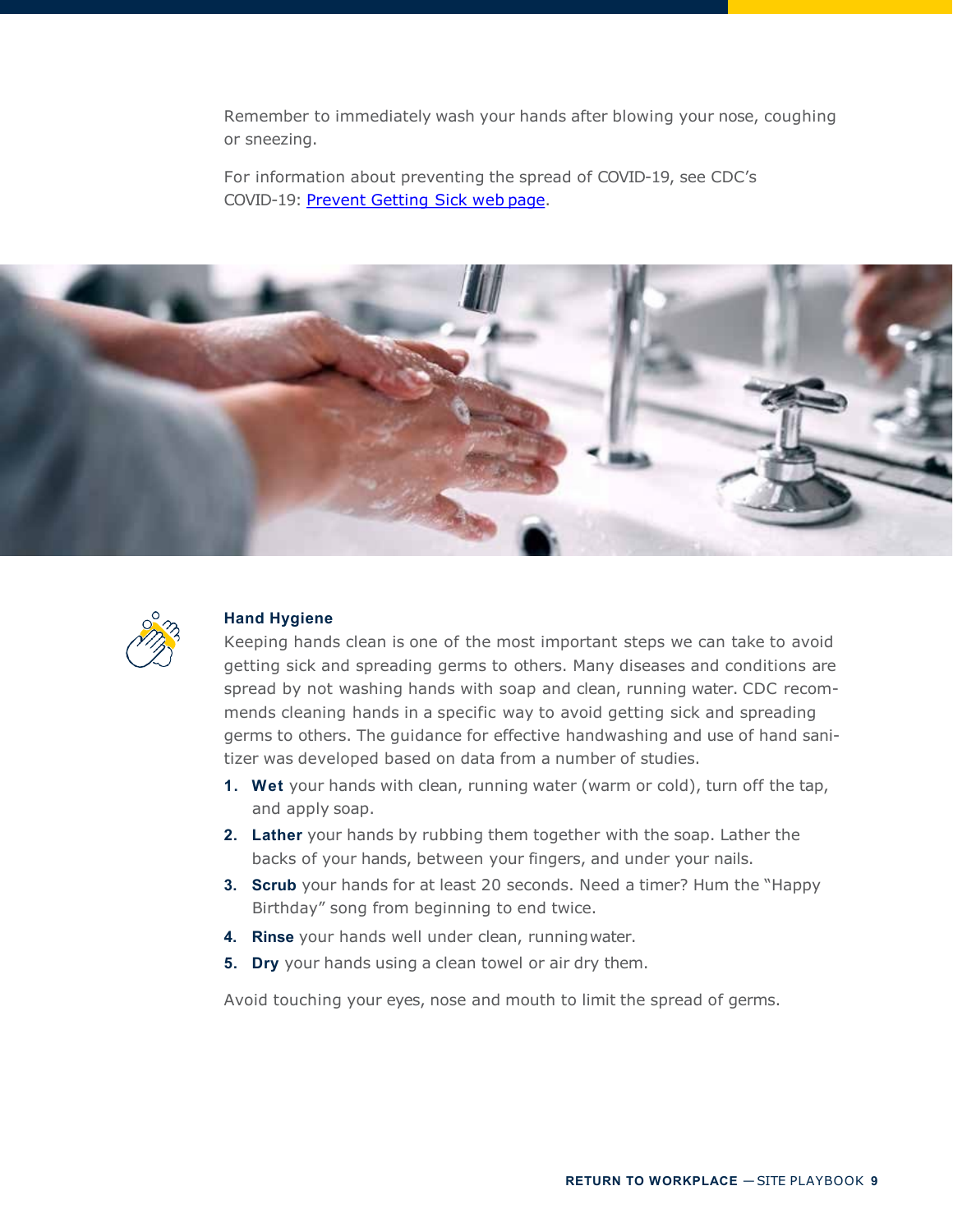Remember to immediately wash your hands after blowing your nose, coughing or sneezing.

For information about preventing the spread of COVID-19, see CDC's COVID-19: [Prevent Getting Sick web page](#).

### Hand Hygiene

Keeping hands clean is one of the most important steps we can take to avoid getting sick and spreading germs to others. Many diseases and conditions are spread by not washing hands with soap and clean, running water. CDC recommends cleaning hands in a specific way to avoid getting sick and spreading germs to others. The guidance for effective handwashing and use of hand sanitizer was developed based on data from a number of studies.

1. **Wet** your hands with clean, running water (warm or cold), turn off the tap, and apply soap.
2. **Lather** your hands by rubbing them together with the soap. Lather the backs of your hands, between your fingers, and under your nails.
3. **Scrub** your hands for at least 20 seconds. Need a timer? Hum the "Happy Birthday" song from beginning to end twice.
4. **Rinse** your hands well under clean, running water.
5. **Dry** your hands using a clean towel or air dry them.

Avoid touching your eyes, nose and mouth to limit the spread of germs.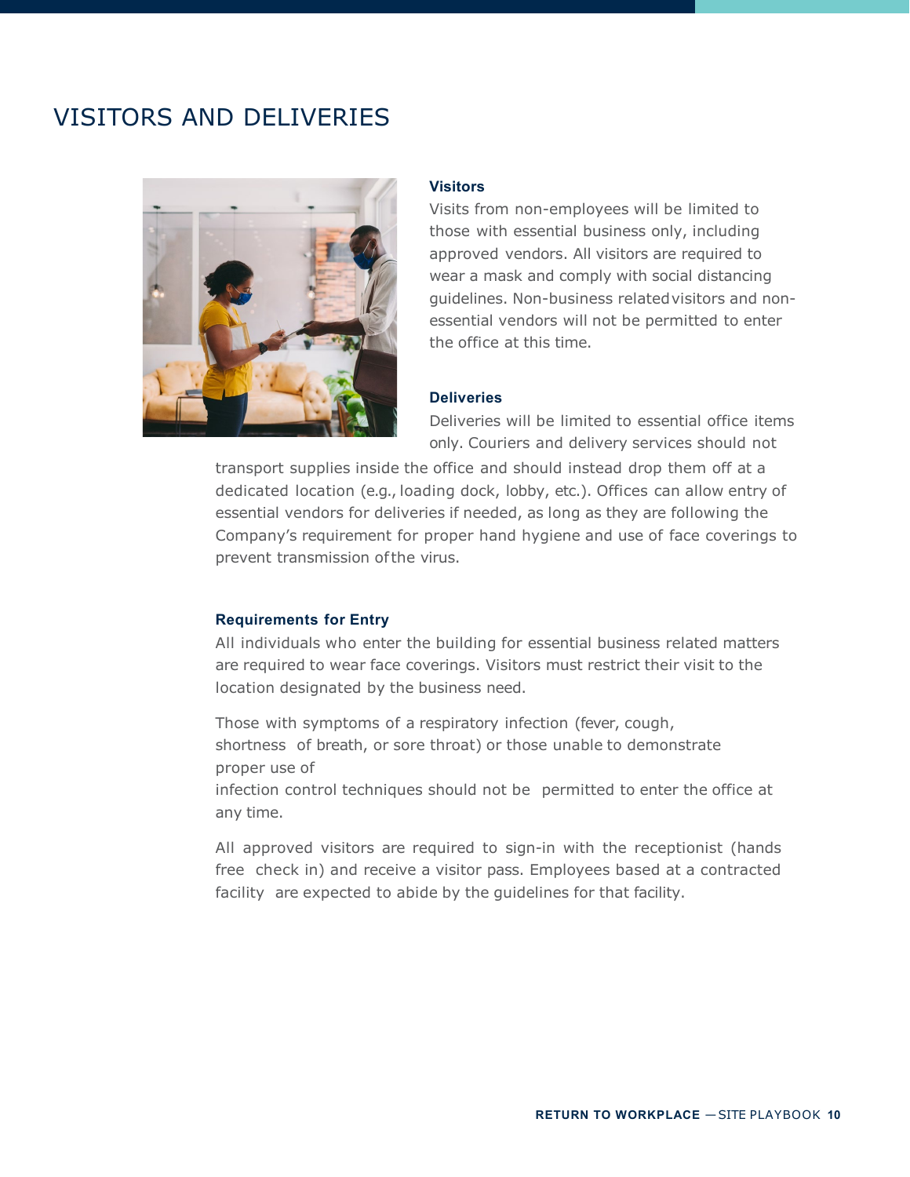# VISITORS AND DELIVERIES

### Visitors

Visits from non-employees will be limited to those with essential business only, including approved vendors. All visitors are required to wear a mask and comply with social distancing guidelines. Non-business related visitors and non-essential vendors will not be permitted to enter the office at this time.

### Deliveries

Deliveries will be limited to essential office items only. Couriers and delivery services should not transport supplies inside the office and should instead drop them off at a dedicated location (e.g., loading dock, lobby, etc.). Offices can allow entry of essential vendors for deliveries if needed, as long as they are following the Company's requirement for proper hand hygiene and use of face coverings to prevent transmission of the virus.

### Requirements for Entry

All individuals who enter the building for essential business related matters are required to wear face coverings. Visitors must restrict their visit to the location designated by the business need.

Those with symptoms of a respiratory infection (fever, cough, shortness of breath, or sore throat) or those unable to demonstrate proper use of infection control techniques should not be permitted to enter the office at any time.

All approved visitors are required to sign-in with the receptionist (hands free check in) and receive a visitor pass. Employees based at a contracted facility are expected to abide by the guidelines for that facility.